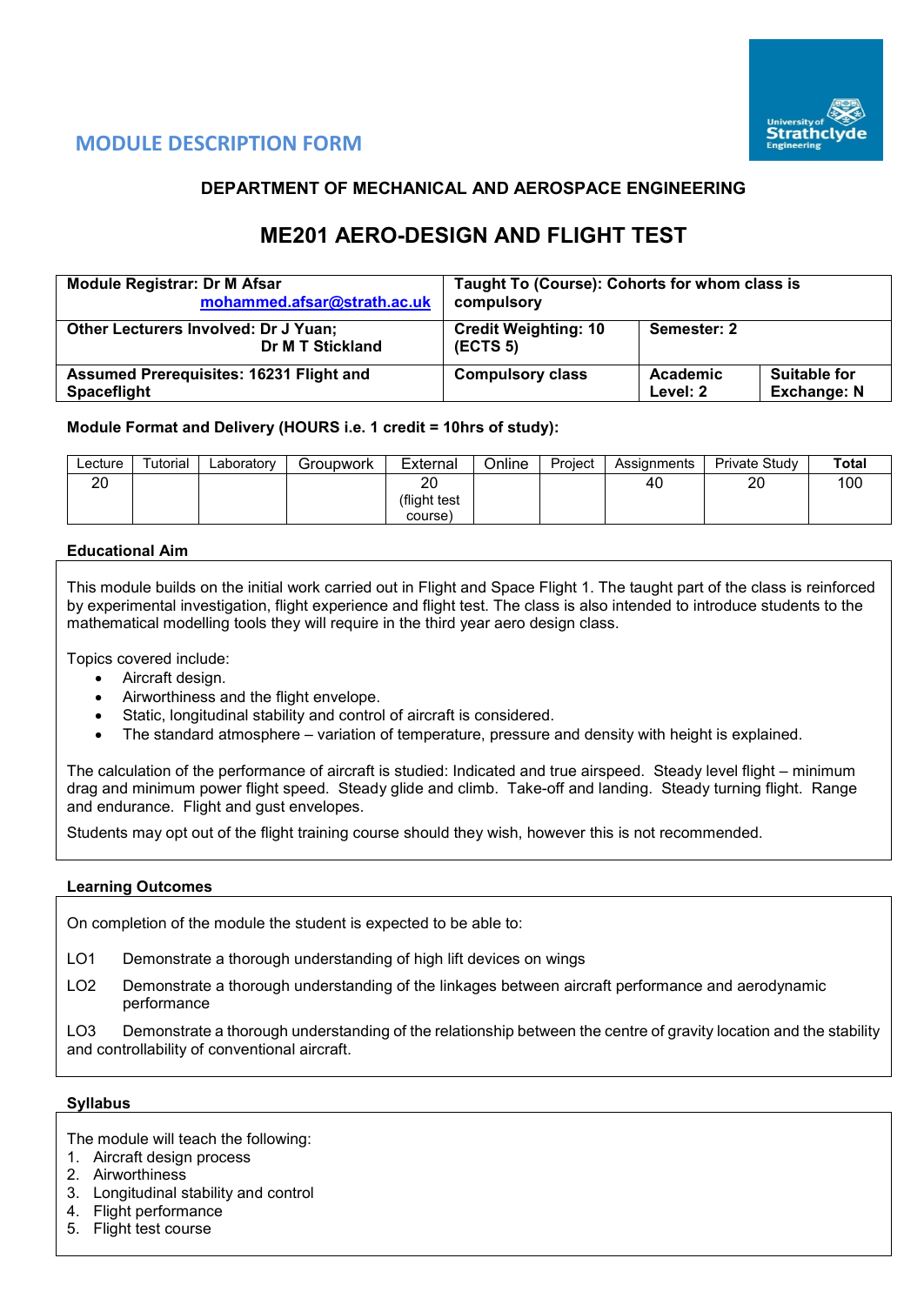# MODULE DESCRIPTION FORM

## DEPARTMENT OF MECHANICAL AND AEROSPACE ENGINEERING

# ME201 AERO-DESIGN AND FLIGHT TEST

| **Module Registrar: Dr M Afsar** mohammed.afsar@strath.ac.uk | **Taught To (Course): Cohorts for whom class is compulsory** | | |
|---|---|---|---|
| **Other Lecturers Involved: Dr J Yuan; Dr M T Stickland** | **Credit Weighting: 10 (ECTS 5)** | **Semester: 2** | |
| **Assumed Prerequisites: 16231 Flight and Spaceflight** | **Compulsory class** | **Academic Level: 2** | **Suitable for Exchange: N** |

**Module Format and Delivery (HOURS i.e. 1 credit = 10hrs of study):**

| Lecture | Tutorial | Laboratory | Groupwork | External | Online | Project | Assignments | Private Study | **Total** |
|---|---|---|---|---|---|---|---|---|---|
| 20 | | | | 20 (flight test course) | | | 40 | 20 | 100 |

**Educational Aim**

This module builds on the initial work carried out in Flight and Space Flight 1. The taught part of the class is reinforced by experimental investigation, flight experience and flight test. The class is also intended to introduce students to the mathematical modelling tools they will require in the third year aero design class.

Topics covered include:

- Aircraft design.
- Airworthiness and the flight envelope.
- Static, longitudinal stability and control of aircraft is considered.
- The standard atmosphere – variation of temperature, pressure and density with height is explained.

The calculation of the performance of aircraft is studied: Indicated and true airspeed. Steady level flight – minimum drag and minimum power flight speed. Steady glide and climb. Take-off and landing. Steady turning flight. Range and endurance. Flight and gust envelopes.

Students may opt out of the flight training course should they wish, however this is not recommended.

**Learning Outcomes**

On completion of the module the student is expected to be able to:

LO1 Demonstrate a thorough understanding of high lift devices on wings

LO2 Demonstrate a thorough understanding of the linkages between aircraft performance and aerodynamic performance

LO3 Demonstrate a thorough understanding of the relationship between the centre of gravity location and the stability and controllability of conventional aircraft.

**Syllabus**

The module will teach the following:

1. Aircraft design process
2. Airworthiness
3. Longitudinal stability and control
4. Flight performance
5. Flight test course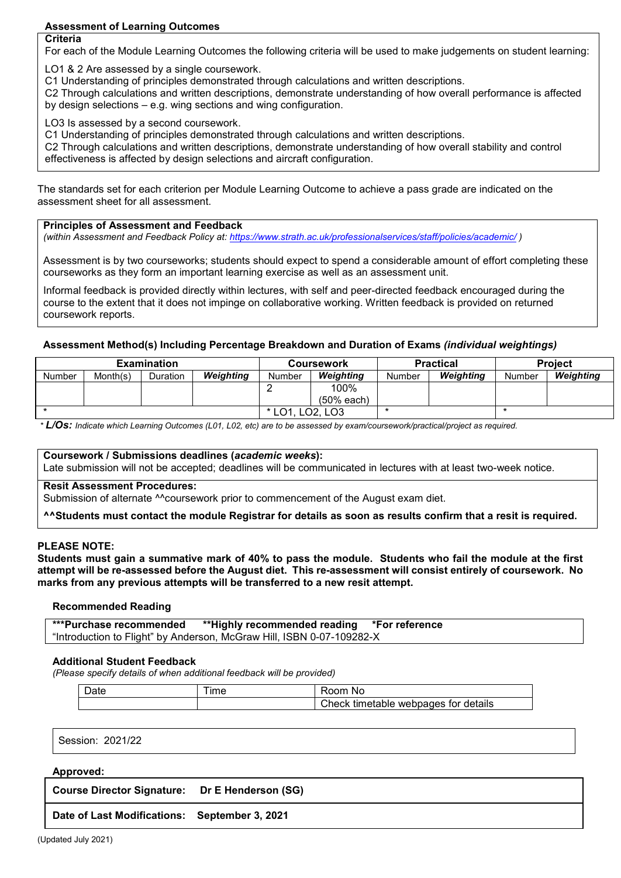### Assessment of Learning Outcomes

**Criteria**

For each of the Module Learning Outcomes the following criteria will be used to make judgements on student learning:

LO1 & 2 Are assessed by a single coursework.
C1 Understanding of principles demonstrated through calculations and written descriptions.
C2 Through calculations and written descriptions, demonstrate understanding of how overall performance is affected by design selections – e.g. wing sections and wing configuration.

LO3 Is assessed by a second coursework.
C1 Understanding of principles demonstrated through calculations and written descriptions.
C2 Through calculations and written descriptions, demonstrate understanding of how overall stability and control effectiveness is affected by design selections and aircraft configuration.

The standards set for each criterion per Module Learning Outcome to achieve a pass grade are indicated on the assessment sheet for all assessment.

**Principles of Assessment and Feedback**
*(within Assessment and Feedback Policy at: https://www.strath.ac.uk/professionalservices/staff/policies/academic/ )*

Assessment is by two courseworks; students should expect to spend a considerable amount of effort completing these courseworks as they form an important learning exercise as well as an assessment unit.

Informal feedback is provided directly within lectures, with self and peer-directed feedback encouraged during the course to the extent that it does not impinge on collaborative working. Written feedback is provided on returned coursework reports.

**Assessment Method(s) Including Percentage Breakdown and Duration of Exams** ***(individual weightings)***

| Examination | | | | Coursework | | Practical | | Project | |
|---|---|---|---|---|---|---|---|---|---|
| Number | Month(s) | Duration | ***Weighting*** | Number | ***Weighting*** | Number | ***Weighting*** | Number | ***Weighting*** |
| | | | | 2 | 100% (50% each) | | | | |
| * | | | | * LO1, LO2, LO3 | | * | | * | |

\* ***L/Os:*** *Indicate which Learning Outcomes (L01, L02, etc) are to be assessed by exam/coursework/practical/project as required.*

**Coursework / Submissions deadlines (*academic weeks*):**
Late submission will not be accepted; deadlines will be communicated in lectures with at least two-week notice.

**Resit Assessment Procedures:**
Submission of alternate ^^coursework prior to commencement of the August exam diet.

**^^Students must contact the module Registrar for details as soon as results confirm that a resit is required.**

**PLEASE NOTE:**
**Students must gain a summative mark of 40% to pass the module. Students who fail the module at the first attempt will be re-assessed before the August diet. This re-assessment will consist entirely of coursework. No marks from any previous attempts will be transferred to a new resit attempt.**

**Recommended Reading**

**\*\*\*Purchase recommended  \*\*Highly recommended reading  \*For reference**
"Introduction to Flight" by Anderson, McGraw Hill, ISBN 0-07-109282-X

**Additional Student Feedback**
*(Please specify details of when additional feedback will be provided)*

| Date | Time | Room No |
|---|---|---|
| | | Check timetable webpages for details |

Session: 2021/22

**Approved:**

**Course Director Signature: Dr E Henderson (SG)**

**Date of Last Modifications: September 3, 2021**

(Updated July 2021)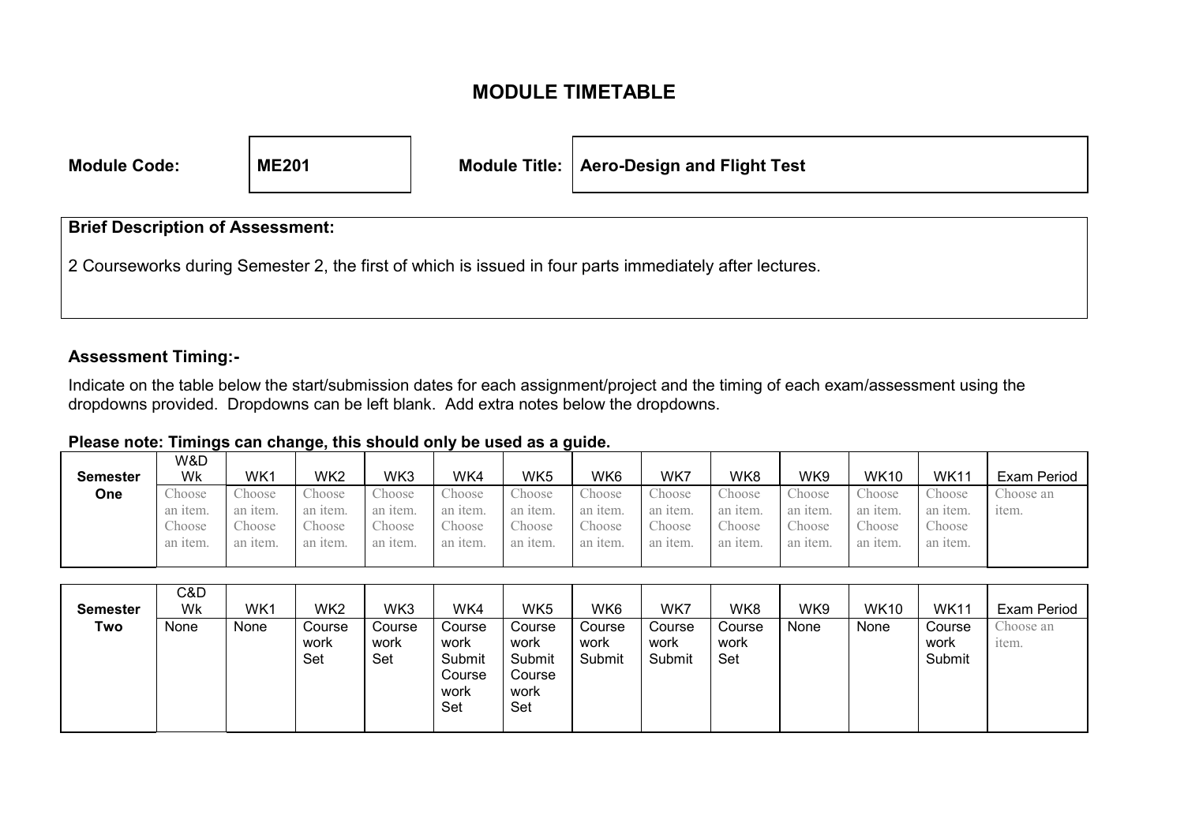# MODULE TIMETABLE

| | | | |
|---|---|---|---|
| **Module Code:** | **ME201** | **Module Title:** | **Aero-Design and Flight Test** |

**Brief Description of Assessment:**

2 Courseworks during Semester 2, the first of which is issued in four parts immediately after lectures.

**Assessment Timing:-**

Indicate on the table below the start/submission dates for each assignment/project and the timing of each exam/assessment using the dropdowns provided. Dropdowns can be left blank. Add extra notes below the dropdowns.

**Please note: Timings can change, this should only be used as a guide.**

| Semester One | W&D Wk | WK1 | WK2 | WK3 | WK4 | WK5 | WK6 | WK7 | WK8 | WK9 | WK10 | WK11 | Exam Period |
|---|---|---|---|---|---|---|---|---|---|---|---|---|---|
| | Choose an item. Choose an item. | Choose an item. Choose an item. | Choose an item. Choose an item. | Choose an item. Choose an item. | Choose an item. Choose an item. | Choose an item. Choose an item. | Choose an item. Choose an item. | Choose an item. Choose an item. | Choose an item. Choose an item. | Choose an item. Choose an item. | Choose an item. Choose an item. | Choose an item. Choose an item. | Choose an item. |

| Semester Two | C&D Wk | WK1 | WK2 | WK3 | WK4 | WK5 | WK6 | WK7 | WK8 | WK9 | WK10 | WK11 | Exam Period |
|---|---|---|---|---|---|---|---|---|---|---|---|---|---|
| | None | None | Course work Set | Course work Set | Course work Submit Course work Set | Course work Submit Course work Set | Course work Submit | Course work Submit | Course work Set | None | None | Course work Submit | Choose an item. |